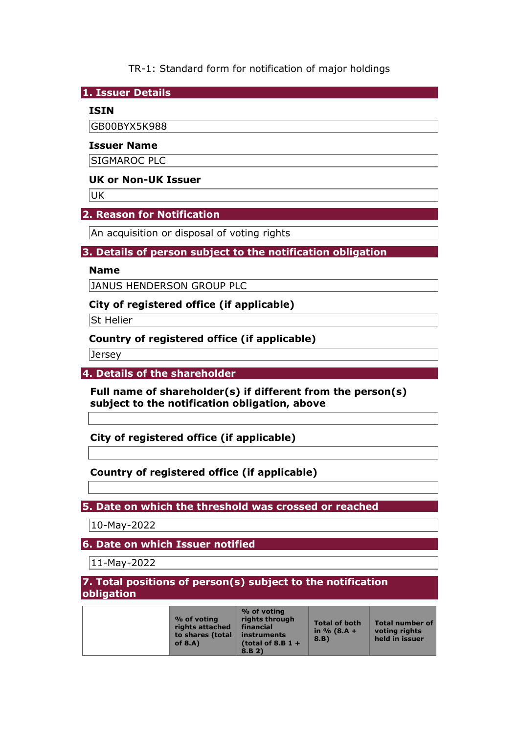TR-1: Standard form for notification of major holdings

## 1. Issuer Details

**ISIN**

GB00BYX5K988

**Issuer Name**

SIGMAROC PLC

**UK or Non-UK Issuer**

UK

## 2. Reason for Notification

An acquisition or disposal of voting rights

## 3. Details of person subject to the notification obligation

**Name**

JANUS HENDERSON GROUP PLC

**City of registered office (if applicable)**

St Helier

**Country of registered office (if applicable)**

Jersey

## 4. Details of the shareholder

**Full name of shareholder(s) if different from the person(s) subject to the notification obligation, above**

**City of registered office (if applicable)**

**Country of registered office (if applicable)**

## 5. Date on which the threshold was crossed or reached

10-May-2022

## 6. Date on which Issuer notified

11-May-2022

## 7. Total positions of person(s) subject to the notification obligation

| | % of voting rights attached to shares (total of 8.A) | % of voting rights through financial instruments (total of 8.B 1 + 8.B 2) | Total of both in % (8.A + 8.B) | Total number of voting rights held in issuer |
|---|---|---|---|---|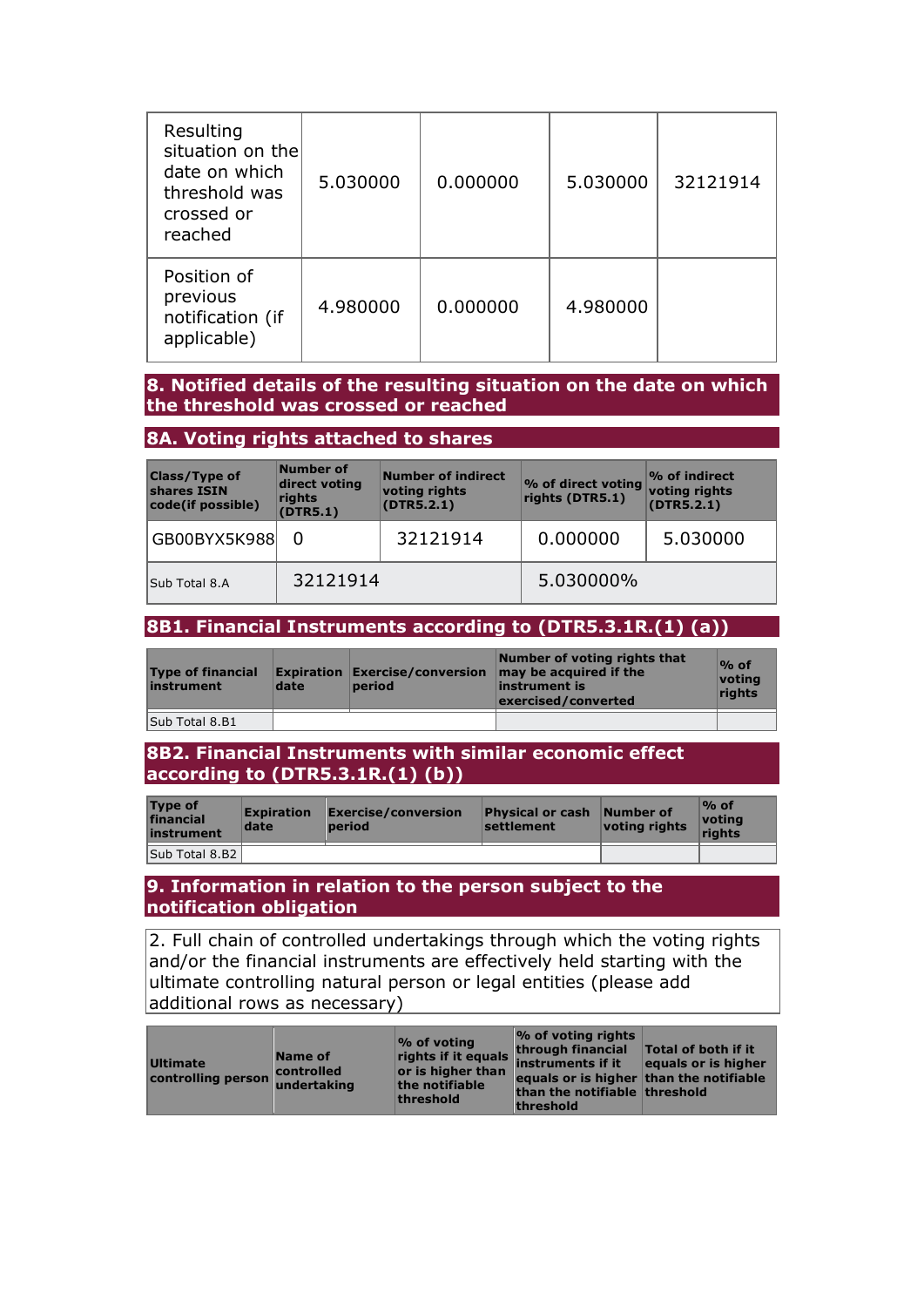| | | | | |
|---|---|---|---|---|
| Resulting situation on the date on which threshold was crossed or reached | 5.030000 | 0.000000 | 5.030000 | 32121914 |
| Position of previous notification (if applicable) | 4.980000 | 0.000000 | 4.980000 | |

## 8. Notified details of the resulting situation on the date on which the threshold was crossed or reached

### 8A. Voting rights attached to shares

| Class/Type of shares ISIN code(if possible) | Number of direct voting rights (DTR5.1) | Number of indirect voting rights (DTR5.2.1) | % of direct voting rights (DTR5.1) | % of indirect voting rights (DTR5.2.1) |
|---|---|---|---|---|
| GB00BYX5K988 | 0 | 32121914 | 0.000000 | 5.030000 |
| Sub Total 8.A | 32121914 | | 5.030000% | |

### 8B1. Financial Instruments according to (DTR5.3.1R.(1) (a))

| Type of financial instrument | Expiration date | Exercise/conversion period | Number of voting rights that may be acquired if the instrument is exercised/converted | % of voting rights |
|---|---|---|---|---|
| Sub Total 8.B1 | | | | |

### 8B2. Financial Instruments with similar economic effect according to (DTR5.3.1R.(1) (b))

| Type of financial instrument | Expiration date | Exercise/conversion period | Physical or cash settlement | Number of voting rights | % of voting rights |
|---|---|---|---|---|---|
| Sub Total 8.B2 | | | | | |

## 9. Information in relation to the person subject to the notification obligation

2. Full chain of controlled undertakings through which the voting rights and/or the financial instruments are effectively held starting with the ultimate controlling natural person or legal entities (please add additional rows as necessary)

| Ultimate controlling person | Name of controlled undertaking | % of voting rights if it equals or is higher than the notifiable threshold | % of voting rights through financial instruments if it equals or is higher than the notifiable threshold | Total of both if it equals or is higher than the notifiable threshold |
|---|---|---|---|---|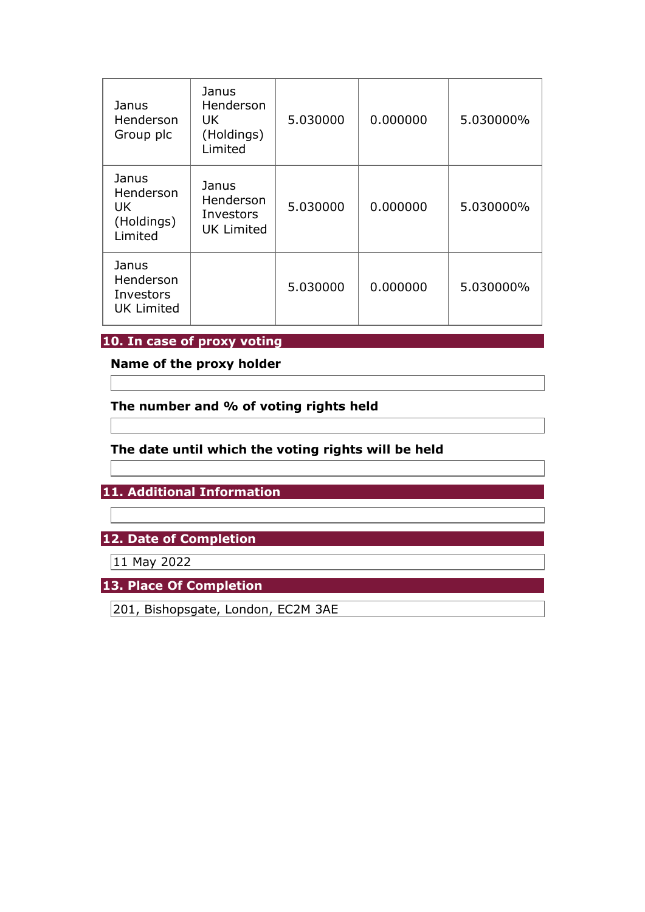| | | | | |
|---|---|---|---|---|
| Janus Henderson Group plc | Janus Henderson UK (Holdings) Limited | 5.030000 | 0.000000 | 5.030000% |
| Janus Henderson UK (Holdings) Limited | Janus Henderson Investors UK Limited | 5.030000 | 0.000000 | 5.030000% |
| Janus Henderson Investors UK Limited | | 5.030000 | 0.000000 | 5.030000% |

## 10. In case of proxy voting

**Name of the proxy holder**

**The number and % of voting rights held**

**The date until which the voting rights will be held**

## 11. Additional Information

## 12. Date of Completion

11 May 2022

## 13. Place Of Completion

201, Bishopsgate, London, EC2M 3AE